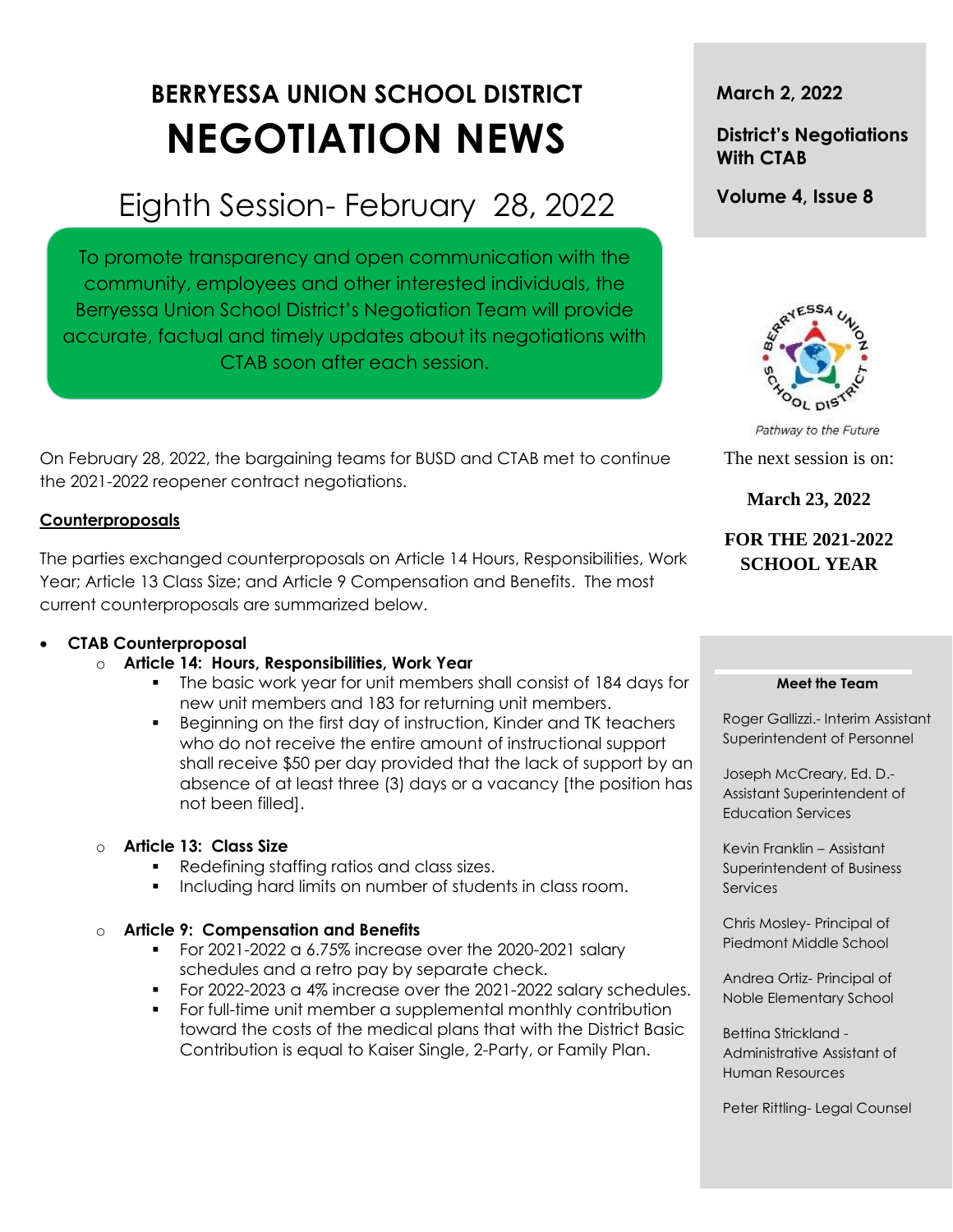# BERRYESSA UNION SCHOOL DISTRICT

# NEGOTIATION NEWS

## Eighth Session- February 28, 2022

To promote transparency and open communication with the community, employees and other interested individuals, the Berryessa Union School District's Negotiation Team will provide accurate, factual and timely updates about its negotiations with CTAB soon after each session.

**March 2, 2022**

**District's Negotiations With CTAB**

**Volume 4, Issue 8**

*Pathway to the Future*

The next session is on:

**March 23, 2022**

**FOR THE 2021-2022 SCHOOL YEAR**

On February 28, 2022, the bargaining teams for BUSD and CTAB met to continue the 2021-2022 reopener contract negotiations.

### Counterproposals

The parties exchanged counterproposals on Article 14 Hours, Responsibilities, Work Year; Article 13 Class Size; and Article 9 Compensation and Benefits. The most current counterproposals are summarized below.

- **CTAB Counterproposal**
  - **Article 14: Hours, Responsibilities, Work Year**
    - The basic work year for unit members shall consist of 184 days for new unit members and 183 for returning unit members.
    - Beginning on the first day of instruction, Kinder and TK teachers who do not receive the entire amount of instructional support shall receive $50 per day provided that the lack of support by an absence of at least three (3) days or a vacancy [the position has not been filled].
  - **Article 13: Class Size**
    - Redefining staffing ratios and class sizes.
    - Including hard limits on number of students in class room.
  - **Article 9: Compensation and Benefits**
    - For 2021-2022 a 6.75% increase over the 2020-2021 salary schedules and a retro pay by separate check.
    - For 2022-2023 a 4% increase over the 2021-2022 salary schedules.
    - For full-time unit member a supplemental monthly contribution toward the costs of the medical plans that with the District Basic Contribution is equal to Kaiser Single, 2-Party, or Family Plan.

**Meet the Team**

Roger Gallizzi.- Interim Assistant Superintendent of Personnel

Joseph McCreary, Ed. D.- Assistant Superintendent of Education Services

Kevin Franklin – Assistant Superintendent of Business Services

Chris Mosley- Principal of Piedmont Middle School

Andrea Ortiz- Principal of Noble Elementary School

Bettina Strickland - Administrative Assistant of Human Resources

Peter Rittling- Legal Counsel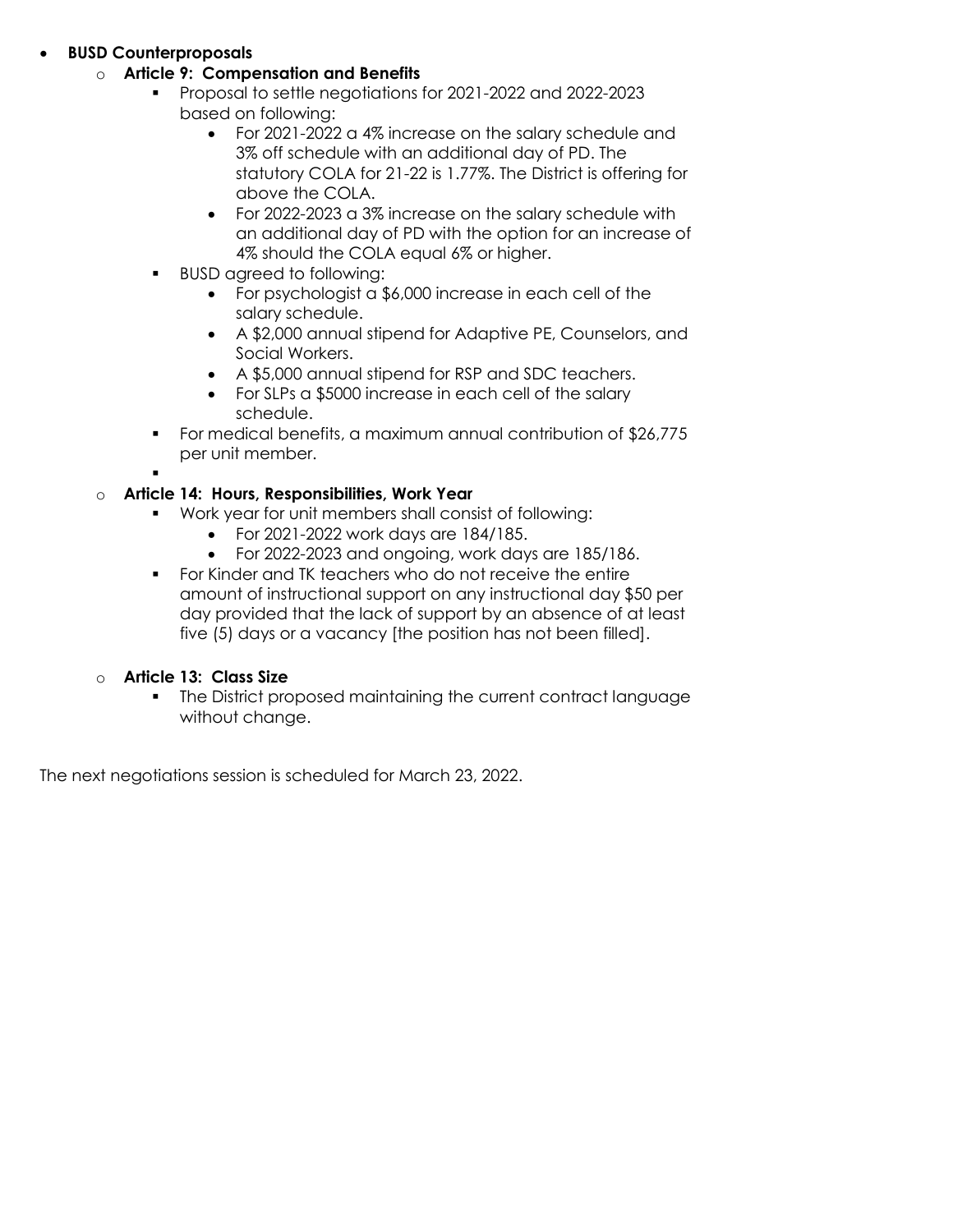- **BUSD Counterproposals**
  - **Article 9: Compensation and Benefits**
    - Proposal to settle negotiations for 2021-2022 and 2022-2023 based on following:
      - For 2021-2022 a 4% increase on the salary schedule and 3% off schedule with an additional day of PD. The statutory COLA for 21-22 is 1.77%. The District is offering for above the COLA.
      - For 2022-2023 a 3% increase on the salary schedule with an additional day of PD with the option for an increase of 4% should the COLA equal 6% or higher.
    - BUSD agreed to following:
      - For psychologist a $6,000 increase in each cell of the salary schedule.
      - A $2,000 annual stipend for Adaptive PE, Counselors, and Social Workers.
      - A $5,000 annual stipend for RSP and SDC teachers.
      - For SLPs a $5000 increase in each cell of the salary schedule.
    - For medical benefits, a maximum annual contribution of $26,775 per unit member.
    - 
  - **Article 14: Hours, Responsibilities, Work Year**
    - Work year for unit members shall consist of following:
      - For 2021-2022 work days are 184/185.
      - For 2022-2023 and ongoing, work days are 185/186.
    - For Kinder and TK teachers who do not receive the entire amount of instructional support on any instructional day $50 per day provided that the lack of support by an absence of at least five (5) days or a vacancy [the position has not been filled].
  - **Article 13: Class Size**
    - The District proposed maintaining the current contract language without change.

The next negotiations session is scheduled for March 23, 2022.